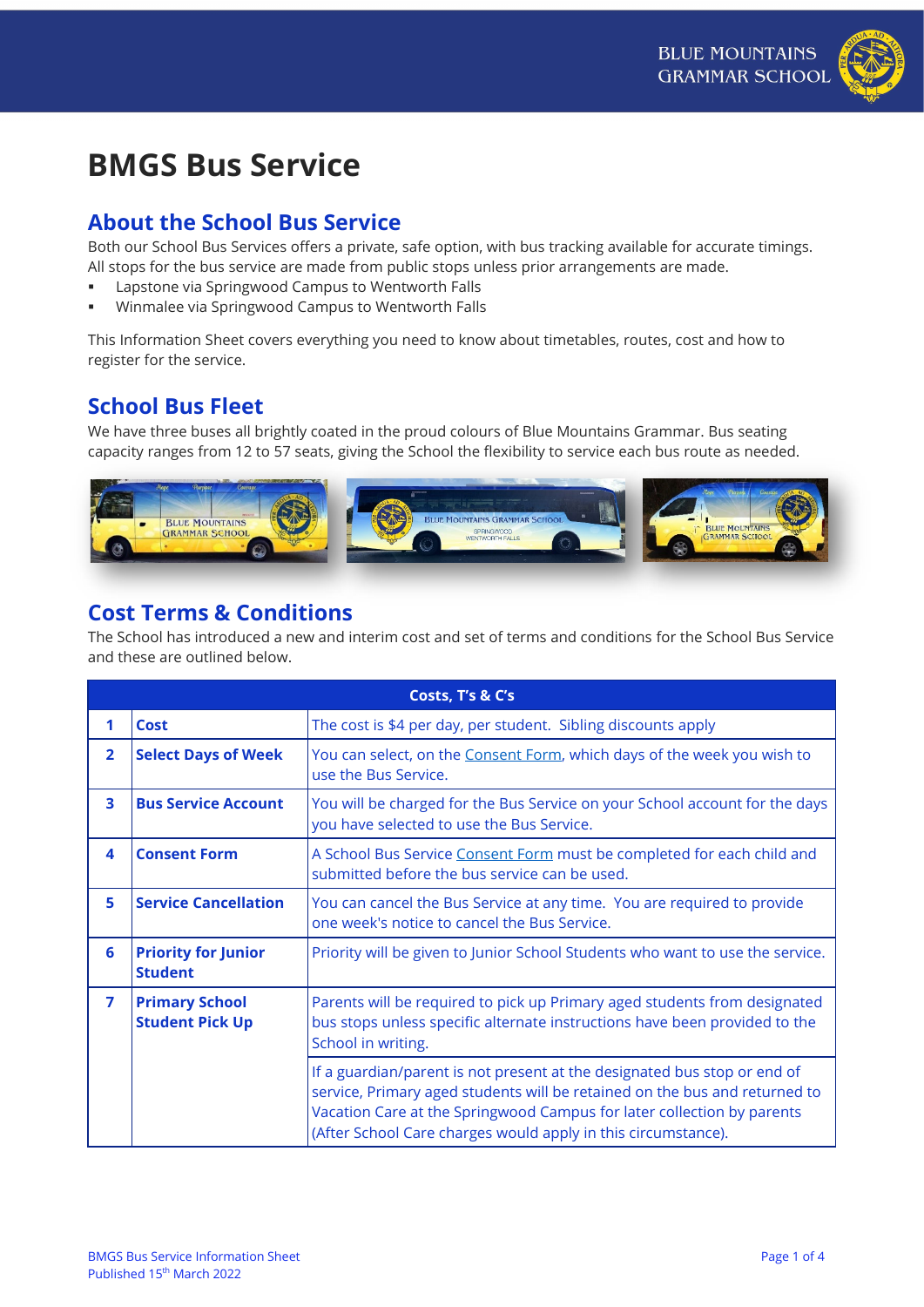# BMGS Bus Service

## About the School Bus Service

Both our School Bus Services offers a private, safe option, with bus tracking available for accurate timings. All stops for the bus service are made from public stops unless prior arrangements are made.

- Lapstone via Springwood Campus to Wentworth Falls
- Winmalee via Springwood Campus to Wentworth Falls

This Information Sheet covers everything you need to know about timetables, routes, cost and how to register for the service.

## School Bus Fleet

We have three buses all brightly coated in the proud colours of Blue Mountains Grammar. Bus seating capacity ranges from 12 to 57 seats, giving the School the flexibility to service each bus route as needed.

## Cost Terms & Conditions

The School has introduced a new and interim cost and set of terms and conditions for the School Bus Service and these are outlined below.

| Costs, T's & C's | | |
|---|---|---|
| **1** | **Cost** | The cost is $4 per day, per student. Sibling discounts apply |
| **2** | **Select Days of Week** | You can select, on the Consent Form, which days of the week you wish to use the Bus Service. |
| **3** | **Bus Service Account** | You will be charged for the Bus Service on your School account for the days you have selected to use the Bus Service. |
| **4** | **Consent Form** | A School Bus Service Consent Form must be completed for each child and submitted before the bus service can be used. |
| **5** | **Service Cancellation** | You can cancel the Bus Service at any time. You are required to provide one week's notice to cancel the Bus Service. |
| **6** | **Priority for Junior Student** | Priority will be given to Junior School Students who want to use the service. |
| **7** | **Primary School Student Pick Up** | Parents will be required to pick up Primary aged students from designated bus stops unless specific alternate instructions have been provided to the School in writing. |
| | | If a guardian/parent is not present at the designated bus stop or end of service, Primary aged students will be retained on the bus and returned to Vacation Care at the Springwood Campus for later collection by parents (After School Care charges would apply in this circumstance). |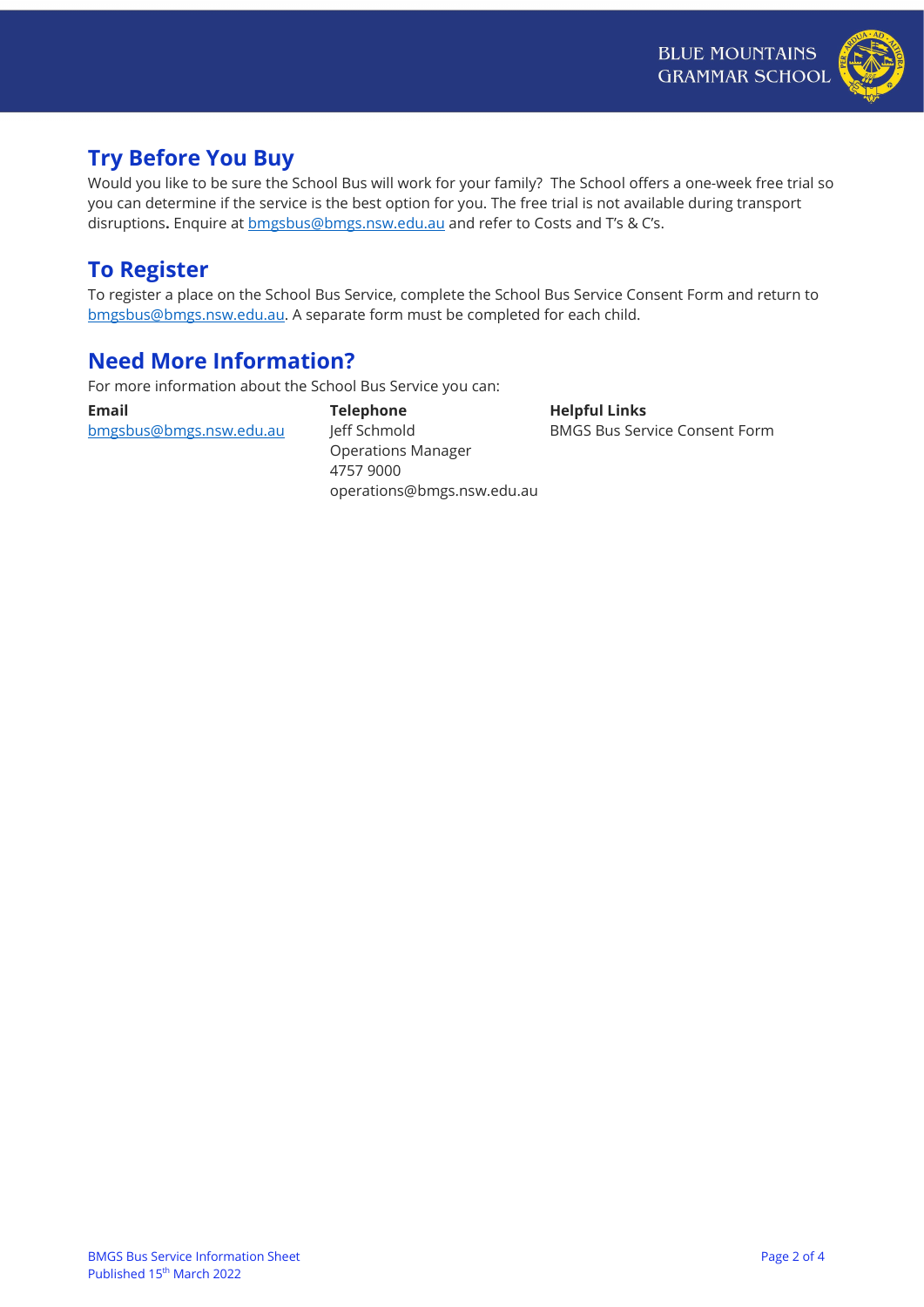## Try Before You Buy

Would you like to be sure the School Bus will work for your family? The School offers a one-week free trial so you can determine if the service is the best option for you. The free trial is not available during transport disruptions**.** Enquire at bmgsbus@bmgs.nsw.edu.au and refer to Costs and T's & C's.

## To Register

To register a place on the School Bus Service, complete the School Bus Service Consent Form and return to bmgsbus@bmgs.nsw.edu.au. A separate form must be completed for each child.

## Need More Information?

For more information about the School Bus Service you can:

**Email**
bmgsbus@bmgs.nsw.edu.au

**Telephone**
Jeff Schmold
Operations Manager
4757 9000
operations@bmgs.nsw.edu.au

**Helpful Links**
BMGS Bus Service Consent Form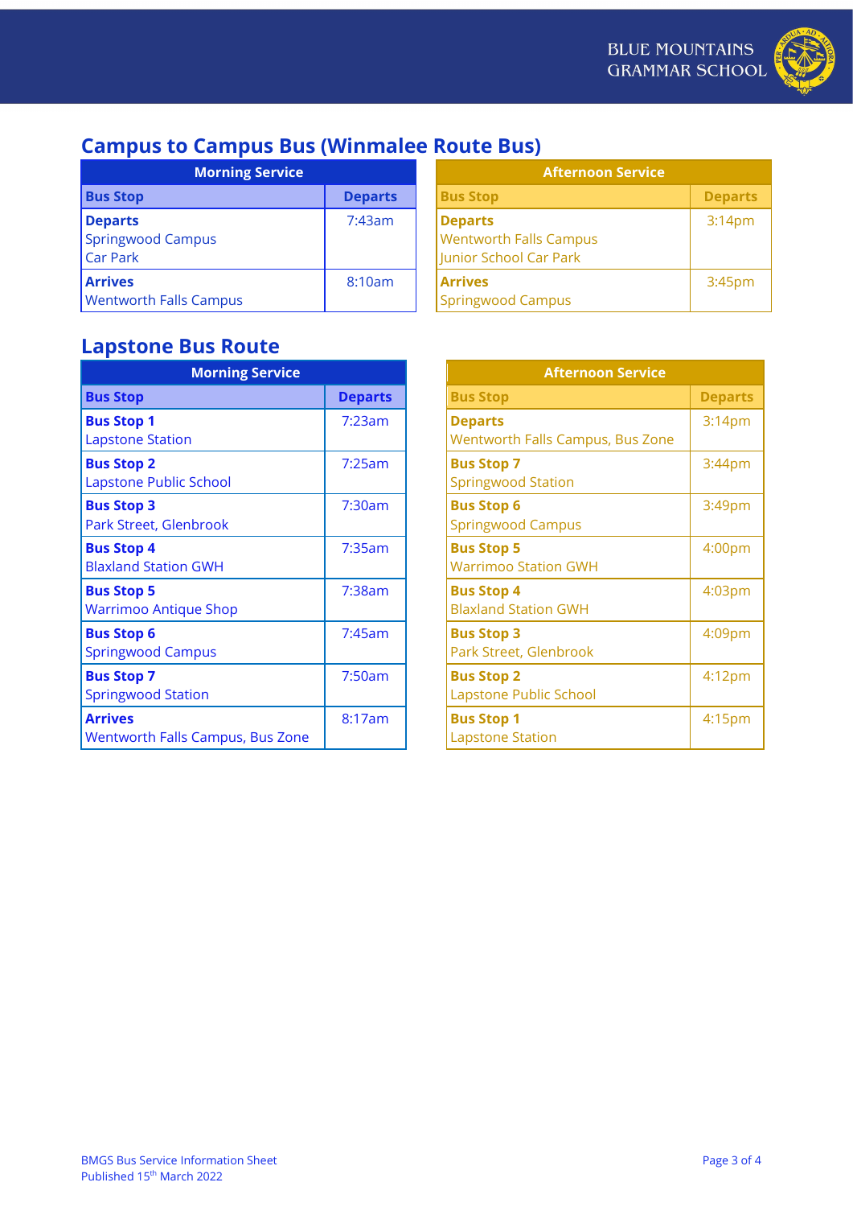## Campus to Campus Bus (Winmalee Route Bus)

| Morning Service | |
|---|---|
| **Bus Stop** | **Departs** |
| **Departs** Springwood Campus Car Park | 7:43am |
| **Arrives** Wentworth Falls Campus | 8:10am |

| Afternoon Service | |
|---|---|
| **Bus Stop** | **Departs** |
| **Departs** Wentworth Falls Campus Junior School Car Park | 3:14pm |
| **Arrives** Springwood Campus | 3:45pm |

## Lapstone Bus Route

| Morning Service | |
|---|---|
| **Bus Stop** | **Departs** |
| **Bus Stop 1** Lapstone Station | 7:23am |
| **Bus Stop 2** Lapstone Public School | 7:25am |
| **Bus Stop 3** Park Street, Glenbrook | 7:30am |
| **Bus Stop 4** Blaxland Station GWH | 7:35am |
| **Bus Stop 5** Warrimoo Antique Shop | 7:38am |
| **Bus Stop 6** Springwood Campus | 7:45am |
| **Bus Stop 7** Springwood Station | 7:50am |
| **Arrives** Wentworth Falls Campus, Bus Zone | 8:17am |

| Afternoon Service | |
|---|---|
| **Bus Stop** | **Departs** |
| **Departs** Wentworth Falls Campus, Bus Zone | 3:14pm |
| **Bus Stop 7** Springwood Station | 3:44pm |
| **Bus Stop 6** Springwood Campus | 3:49pm |
| **Bus Stop 5** Warrimoo Station GWH | 4:00pm |
| **Bus Stop 4** Blaxland Station GWH | 4:03pm |
| **Bus Stop 3** Park Street, Glenbrook | 4:09pm |
| **Bus Stop 2** Lapstone Public School | 4:12pm |
| **Bus Stop 1** Lapstone Station | 4:15pm |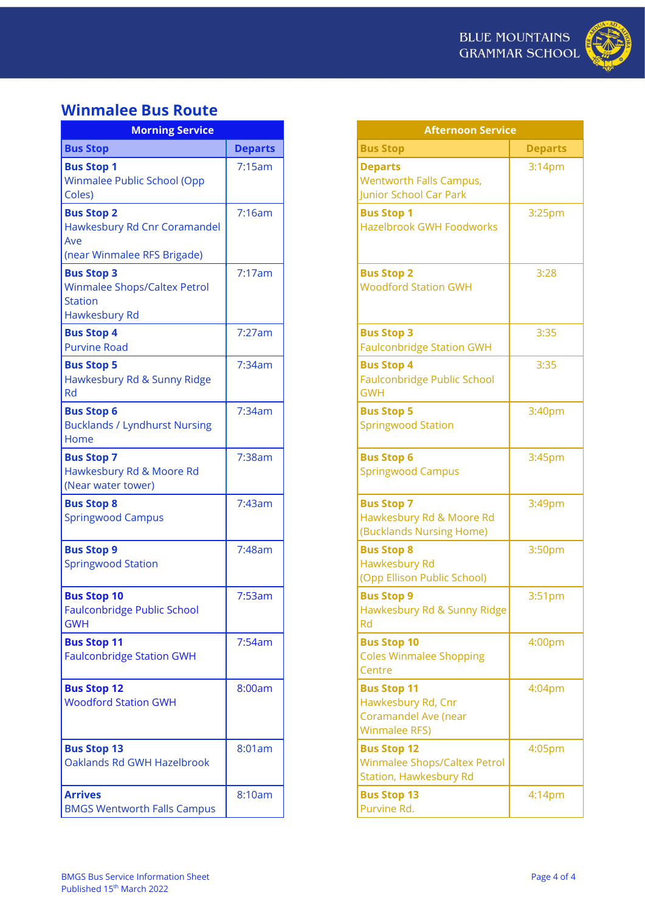## Winmalee Bus Route

| Morning Service | |
|---|---|
| **Bus Stop** | **Departs** |
| **Bus Stop 1** Winmalee Public School (Opp Coles) | 7:15am |
| **Bus Stop 2** Hawkesbury Rd Cnr Coramandel Ave (near Winmalee RFS Brigade) | 7:16am |
| **Bus Stop 3** Winmalee Shops/Caltex Petrol Station Hawkesbury Rd | 7:17am |
| **Bus Stop 4** Purvine Road | 7:27am |
| **Bus Stop 5** Hawkesbury Rd & Sunny Ridge Rd | 7:34am |
| **Bus Stop 6** Bucklands / Lyndhurst Nursing Home | 7:34am |
| **Bus Stop 7** Hawkesbury Rd & Moore Rd (Near water tower) | 7:38am |
| **Bus Stop 8** Springwood Campus | 7:43am |
| **Bus Stop 9** Springwood Station | 7:48am |
| **Bus Stop 10** Faulconbridge Public School GWH | 7:53am |
| **Bus Stop 11** Faulconbridge Station GWH | 7:54am |
| **Bus Stop 12** Woodford Station GWH | 8:00am |
| **Bus Stop 13** Oaklands Rd GWH Hazelbrook | 8:01am |
| **Arrives** BMGS Wentworth Falls Campus | 8:10am |

| Afternoon Service | |
|---|---|
| **Bus Stop** | **Departs** |
| **Departs** Wentworth Falls Campus, Junior School Car Park | 3:14pm |
| **Bus Stop 1** Hazelbrook GWH Foodworks | 3:25pm |
| **Bus Stop 2** Woodford Station GWH | 3:28 |
| **Bus Stop 3** Faulconbridge Station GWH | 3:35 |
| **Bus Stop 4** Faulconbridge Public School GWH | 3:35 |
| **Bus Stop 5** Springwood Station | 3:40pm |
| **Bus Stop 6** Springwood Campus | 3:45pm |
| **Bus Stop 7** Hawkesbury Rd & Moore Rd (Bucklands Nursing Home) | 3:49pm |
| **Bus Stop 8** Hawkesbury Rd (Opp Ellison Public School) | 3:50pm |
| **Bus Stop 9** Hawkesbury Rd & Sunny Ridge Rd | 3:51pm |
| **Bus Stop 10** Coles Winmalee Shopping Centre | 4:00pm |
| **Bus Stop 11** Hawkesbury Rd, Cnr Coramandel Ave (near Winmalee RFS) | 4:04pm |
| **Bus Stop 12** Winmalee Shops/Caltex Petrol Station, Hawkesbury Rd | 4:05pm |
| **Bus Stop 13** Purvine Rd. | 4:14pm |